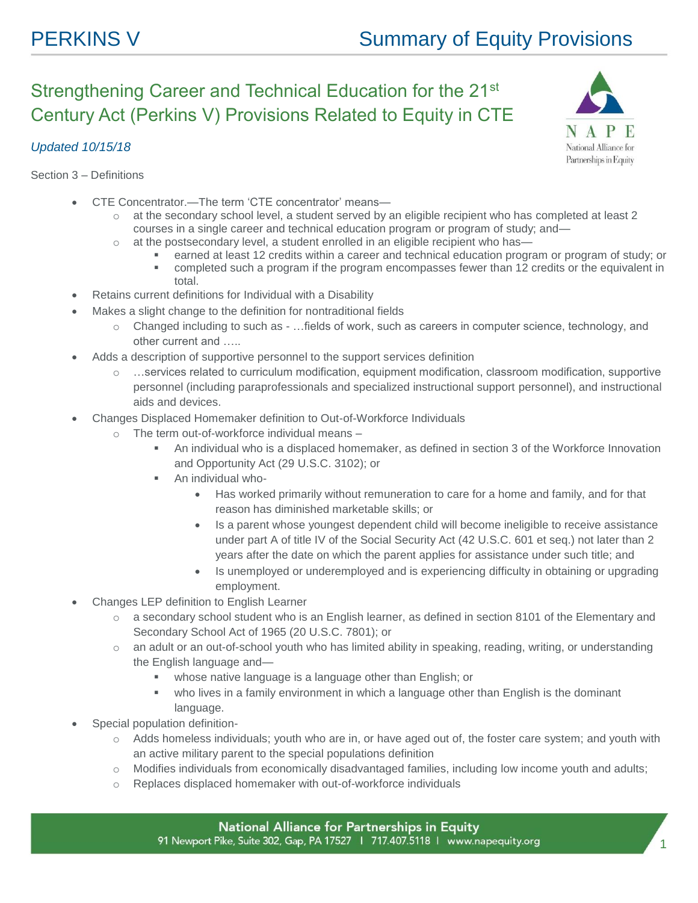# Strengthening Career and Technical Education for the 21st Century Act (Perkins V) Provisions Related to Equity in CTE

*Updated 10/15/18*

Section 3 – Definitions

- CTE Concentrator.—The term 'CTE concentrator' means—
  - at the secondary school level, a student served by an eligible recipient who has completed at least 2 courses in a single career and technical education program or program of study; and—
  - at the postsecondary level, a student enrolled in an eligible recipient who has—
    - earned at least 12 credits within a career and technical education program or program of study; or
    - completed such a program if the program encompasses fewer than 12 credits or the equivalent in total.
- Retains current definitions for Individual with a Disability
- Makes a slight change to the definition for nontraditional fields
  - Changed including to such as - …fields of work, such as careers in computer science, technology, and other current and …..
- Adds a description of supportive personnel to the support services definition
  - …services related to curriculum modification, equipment modification, classroom modification, supportive personnel (including paraprofessionals and specialized instructional support personnel), and instructional aids and devices.
- Changes Displaced Homemaker definition to Out-of-Workforce Individuals
  - The term out-of-workforce individual means –
    - An individual who is a displaced homemaker, as defined in section 3 of the Workforce Innovation and Opportunity Act (29 U.S.C. 3102); or
    - An individual who-
      - Has worked primarily without remuneration to care for a home and family, and for that reason has diminished marketable skills; or
      - Is a parent whose youngest dependent child will become ineligible to receive assistance under part A of title IV of the Social Security Act (42 U.S.C. 601 et seq.) not later than 2 years after the date on which the parent applies for assistance under such title; and
      - Is unemployed or underemployed and is experiencing difficulty in obtaining or upgrading employment.
- Changes LEP definition to English Learner
  - a secondary school student who is an English learner, as defined in section 8101 of the Elementary and Secondary School Act of 1965 (20 U.S.C. 7801); or
  - an adult or an out-of-school youth who has limited ability in speaking, reading, writing, or understanding the English language and—
    - whose native language is a language other than English; or
    - who lives in a family environment in which a language other than English is the dominant language.
- Special population definition-
  - Adds homeless individuals; youth who are in, or have aged out of, the foster care system; and youth with an active military parent to the special populations definition
  - Modifies individuals from economically disadvantaged families, including low income youth and adults;
  - Replaces displaced homemaker with out-of-workforce individuals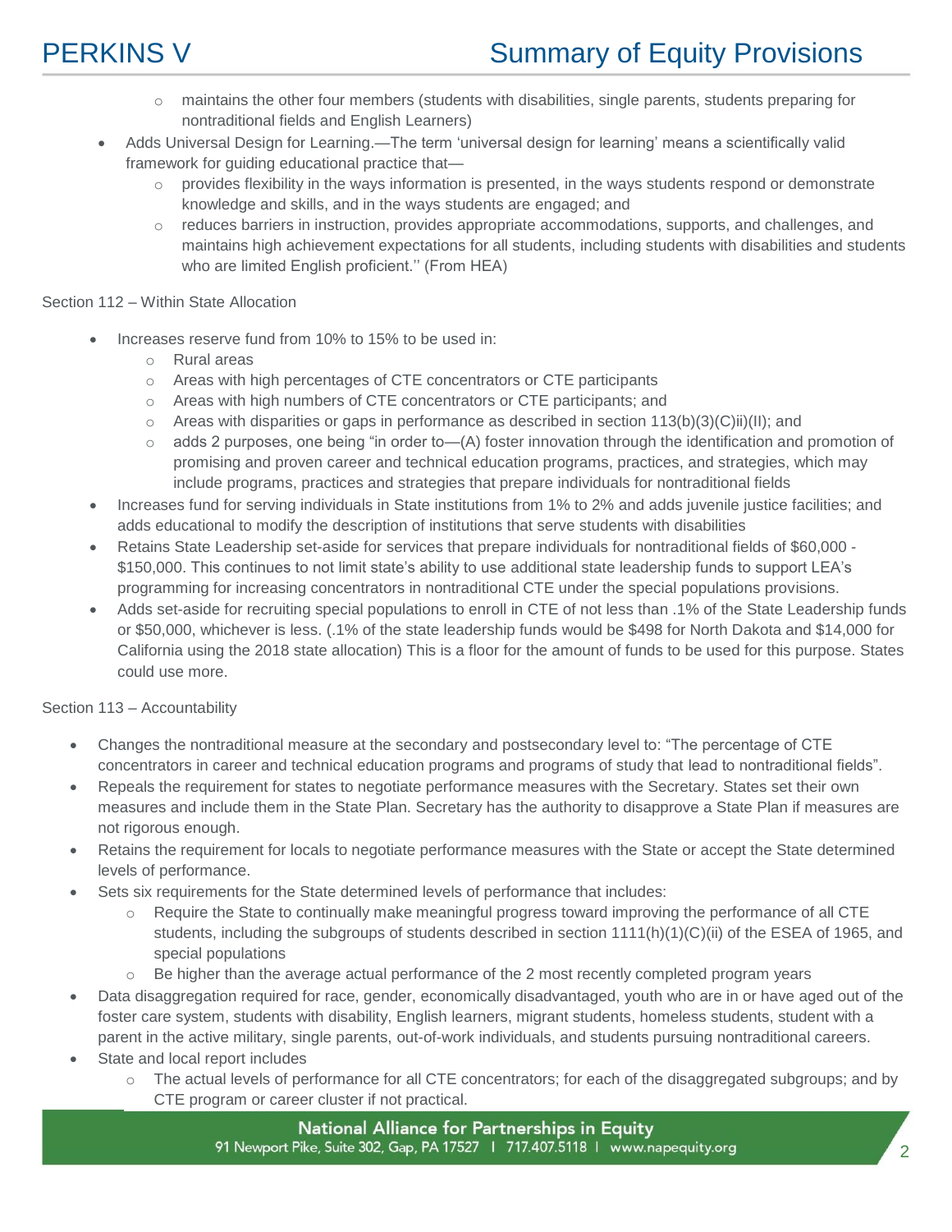- maintains the other four members (students with disabilities, single parents, students preparing for nontraditional fields and English Learners)
- Adds Universal Design for Learning.—The term 'universal design for learning' means a scientifically valid framework for guiding educational practice that—
  - provides flexibility in the ways information is presented, in the ways students respond or demonstrate knowledge and skills, and in the ways students are engaged; and
  - reduces barriers in instruction, provides appropriate accommodations, supports, and challenges, and maintains high achievement expectations for all students, including students with disabilities and students who are limited English proficient.'' (From HEA)

Section 112 – Within State Allocation

- Increases reserve fund from 10% to 15% to be used in:
  - Rural areas
  - Areas with high percentages of CTE concentrators or CTE participants
  - Areas with high numbers of CTE concentrators or CTE participants; and
  - Areas with disparities or gaps in performance as described in section 113(b)(3)(C)ii)(II); and
  - adds 2 purposes, one being "in order to—(A) foster innovation through the identification and promotion of promising and proven career and technical education programs, practices, and strategies, which may include programs, practices and strategies that prepare individuals for nontraditional fields
- Increases fund for serving individuals in State institutions from 1% to 2% and adds juvenile justice facilities; and adds educational to modify the description of institutions that serve students with disabilities
- Retains State Leadership set-aside for services that prepare individuals for nontraditional fields of $60,000 - $150,000. This continues to not limit state's ability to use additional state leadership funds to support LEA's programming for increasing concentrators in nontraditional CTE under the special populations provisions.
- Adds set-aside for recruiting special populations to enroll in CTE of not less than .1% of the State Leadership funds or $50,000, whichever is less. (.1% of the state leadership funds would be $498 for North Dakota and $14,000 for California using the 2018 state allocation) This is a floor for the amount of funds to be used for this purpose. States could use more.

Section 113 – Accountability

- Changes the nontraditional measure at the secondary and postsecondary level to: "The percentage of CTE concentrators in career and technical education programs and programs of study that lead to nontraditional fields".
- Repeals the requirement for states to negotiate performance measures with the Secretary. States set their own measures and include them in the State Plan. Secretary has the authority to disapprove a State Plan if measures are not rigorous enough.
- Retains the requirement for locals to negotiate performance measures with the State or accept the State determined levels of performance.
- Sets six requirements for the State determined levels of performance that includes:
  - Require the State to continually make meaningful progress toward improving the performance of all CTE students, including the subgroups of students described in section 1111(h)(1)(C)(ii) of the ESEA of 1965, and special populations
  - Be higher than the average actual performance of the 2 most recently completed program years
- Data disaggregation required for race, gender, economically disadvantaged, youth who are in or have aged out of the foster care system, students with disability, English learners, migrant students, homeless students, student with a parent in the active military, single parents, out-of-work individuals, and students pursuing nontraditional careers.
- State and local report includes
  - The actual levels of performance for all CTE concentrators; for each of the disaggregated subgroups; and by CTE program or career cluster if not practical.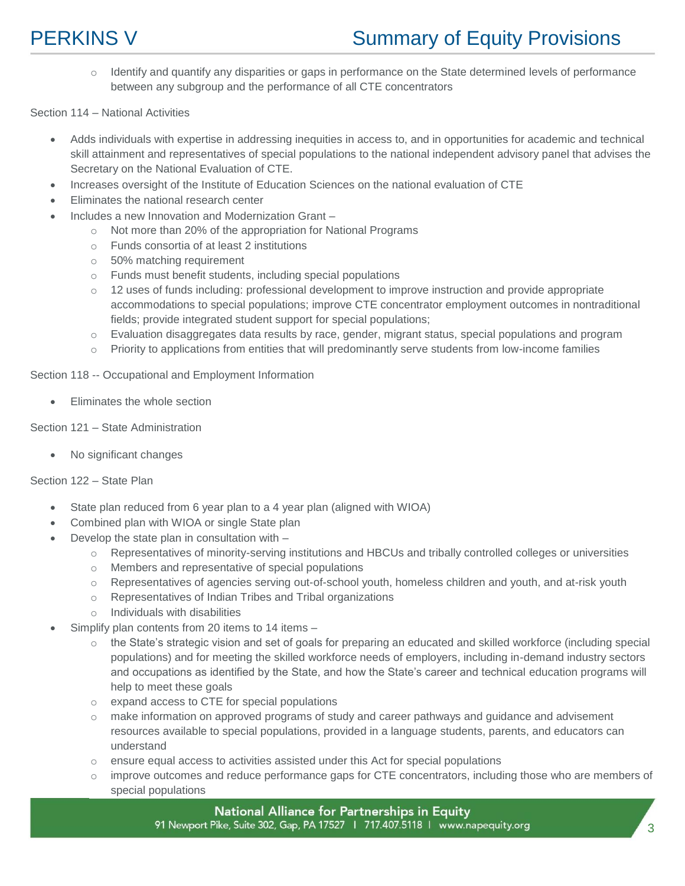- Identify and quantify any disparities or gaps in performance on the State determined levels of performance between any subgroup and the performance of all CTE concentrators

Section 114 – National Activities

- Adds individuals with expertise in addressing inequities in access to, and in opportunities for academic and technical skill attainment and representatives of special populations to the national independent advisory panel that advises the Secretary on the National Evaluation of CTE.
- Increases oversight of the Institute of Education Sciences on the national evaluation of CTE
- Eliminates the national research center
- Includes a new Innovation and Modernization Grant –
  - Not more than 20% of the appropriation for National Programs
  - Funds consortia of at least 2 institutions
  - 50% matching requirement
  - Funds must benefit students, including special populations
  - 12 uses of funds including: professional development to improve instruction and provide appropriate accommodations to special populations; improve CTE concentrator employment outcomes in nontraditional fields; provide integrated student support for special populations;
  - Evaluation disaggregates data results by race, gender, migrant status, special populations and program
  - Priority to applications from entities that will predominantly serve students from low-income families

Section 118 -- Occupational and Employment Information

- Eliminates the whole section

Section 121 – State Administration

- No significant changes

Section 122 – State Plan

- State plan reduced from 6 year plan to a 4 year plan (aligned with WIOA)
- Combined plan with WIOA or single State plan
- Develop the state plan in consultation with –
  - Representatives of minority-serving institutions and HBCUs and tribally controlled colleges or universities
  - Members and representative of special populations
  - Representatives of agencies serving out-of-school youth, homeless children and youth, and at-risk youth
  - Representatives of Indian Tribes and Tribal organizations
  - Individuals with disabilities
- Simplify plan contents from 20 items to 14 items –
  - the State's strategic vision and set of goals for preparing an educated and skilled workforce (including special populations) and for meeting the skilled workforce needs of employers, including in-demand industry sectors and occupations as identified by the State, and how the State's career and technical education programs will help to meet these goals
  - expand access to CTE for special populations
  - make information on approved programs of study and career pathways and guidance and advisement resources available to special populations, provided in a language students, parents, and educators can understand
  - ensure equal access to activities assisted under this Act for special populations
  - improve outcomes and reduce performance gaps for CTE concentrators, including those who are members of special populations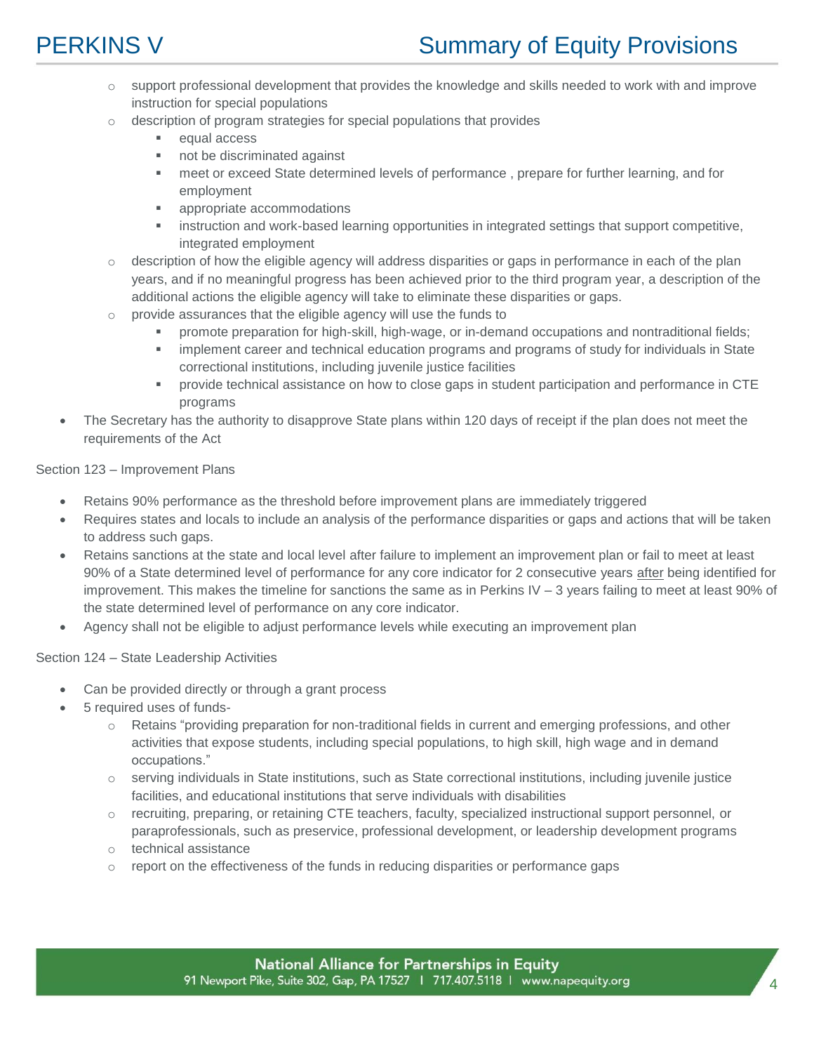- support professional development that provides the knowledge and skills needed to work with and improve instruction for special populations
  - description of program strategies for special populations that provides
    - equal access
    - not be discriminated against
    - meet or exceed State determined levels of performance , prepare for further learning, and for employment
    - appropriate accommodations
    - instruction and work-based learning opportunities in integrated settings that support competitive, integrated employment
  - description of how the eligible agency will address disparities or gaps in performance in each of the plan years, and if no meaningful progress has been achieved prior to the third program year, a description of the additional actions the eligible agency will take to eliminate these disparities or gaps.
  - provide assurances that the eligible agency will use the funds to
    - promote preparation for high-skill, high-wage, or in-demand occupations and nontraditional fields;
    - implement career and technical education programs and programs of study for individuals in State correctional institutions, including juvenile justice facilities
    - provide technical assistance on how to close gaps in student participation and performance in CTE programs
- The Secretary has the authority to disapprove State plans within 120 days of receipt if the plan does not meet the requirements of the Act

Section 123 – Improvement Plans

- Retains 90% performance as the threshold before improvement plans are immediately triggered
- Requires states and locals to include an analysis of the performance disparities or gaps and actions that will be taken to address such gaps.
- Retains sanctions at the state and local level after failure to implement an improvement plan or fail to meet at least 90% of a State determined level of performance for any core indicator for 2 consecutive years <u>after</u> being identified for improvement. This makes the timeline for sanctions the same as in Perkins IV – 3 years failing to meet at least 90% of the state determined level of performance on any core indicator.
- Agency shall not be eligible to adjust performance levels while executing an improvement plan

Section 124 – State Leadership Activities

- Can be provided directly or through a grant process
- 5 required uses of funds-
  - Retains "providing preparation for non-traditional fields in current and emerging professions, and other activities that expose students, including special populations, to high skill, high wage and in demand occupations."
  - serving individuals in State institutions, such as State correctional institutions, including juvenile justice facilities, and educational institutions that serve individuals with disabilities
  - recruiting, preparing, or retaining CTE teachers, faculty, specialized instructional support personnel, or paraprofessionals, such as preservice, professional development, or leadership development programs
  - technical assistance
  - report on the effectiveness of the funds in reducing disparities or performance gaps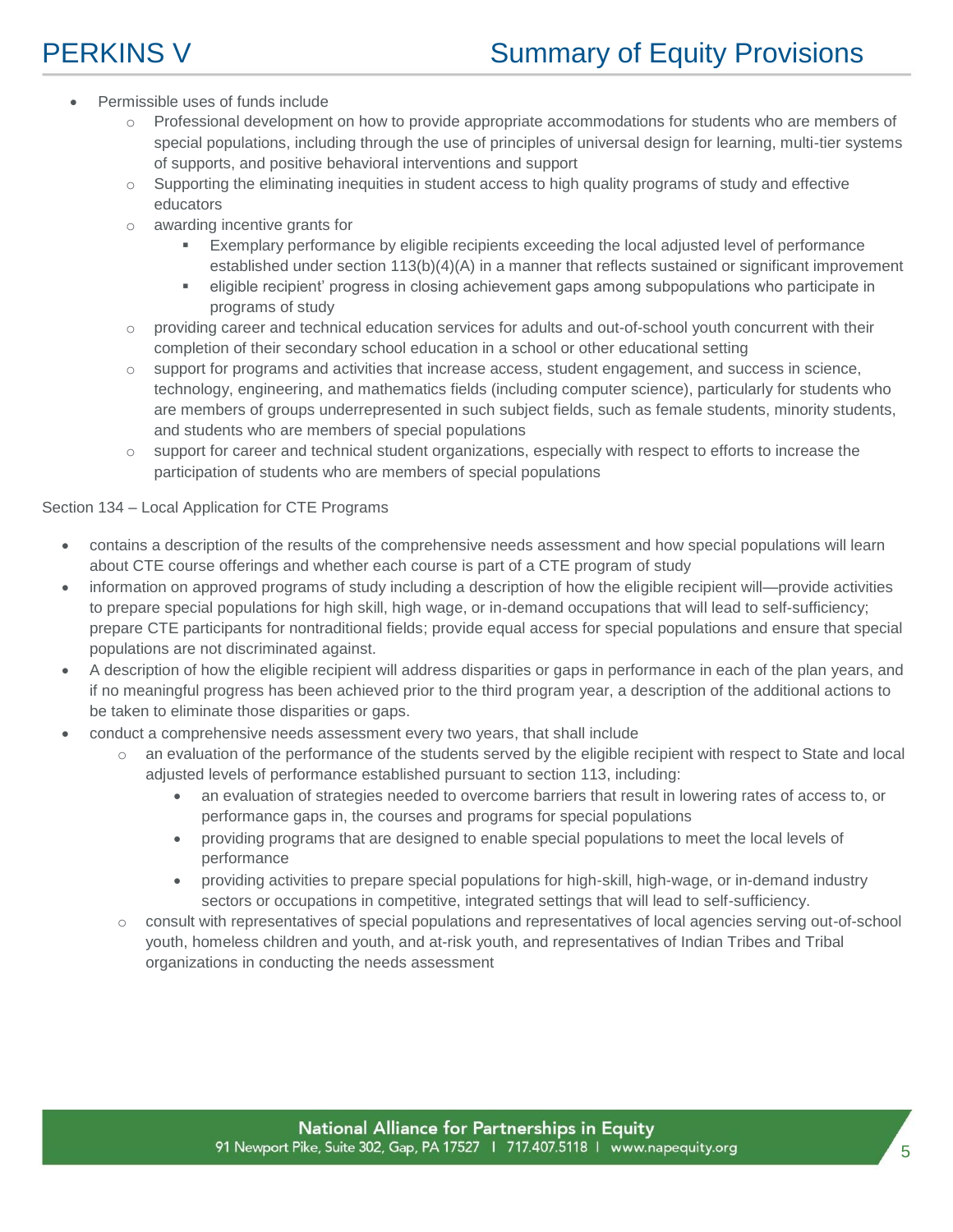- Permissible uses of funds include
  - Professional development on how to provide appropriate accommodations for students who are members of special populations, including through the use of principles of universal design for learning, multi-tier systems of supports, and positive behavioral interventions and support
  - Supporting the eliminating inequities in student access to high quality programs of study and effective educators
  - awarding incentive grants for
    - Exemplary performance by eligible recipients exceeding the local adjusted level of performance established under section 113(b)(4)(A) in a manner that reflects sustained or significant improvement
    - eligible recipient' progress in closing achievement gaps among subpopulations who participate in programs of study
  - providing career and technical education services for adults and out-of-school youth concurrent with their completion of their secondary school education in a school or other educational setting
  - support for programs and activities that increase access, student engagement, and success in science, technology, engineering, and mathematics fields (including computer science), particularly for students who are members of groups underrepresented in such subject fields, such as female students, minority students, and students who are members of special populations
  - support for career and technical student organizations, especially with respect to efforts to increase the participation of students who are members of special populations

Section 134 – Local Application for CTE Programs

- contains a description of the results of the comprehensive needs assessment and how special populations will learn about CTE course offerings and whether each course is part of a CTE program of study
- information on approved programs of study including a description of how the eligible recipient will—provide activities to prepare special populations for high skill, high wage, or in-demand occupations that will lead to self-sufficiency; prepare CTE participants for nontraditional fields; provide equal access for special populations and ensure that special populations are not discriminated against.
- A description of how the eligible recipient will address disparities or gaps in performance in each of the plan years, and if no meaningful progress has been achieved prior to the third program year, a description of the additional actions to be taken to eliminate those disparities or gaps.
- conduct a comprehensive needs assessment every two years, that shall include
  - an evaluation of the performance of the students served by the eligible recipient with respect to State and local adjusted levels of performance established pursuant to section 113, including:
    - an evaluation of strategies needed to overcome barriers that result in lowering rates of access to, or performance gaps in, the courses and programs for special populations
    - providing programs that are designed to enable special populations to meet the local levels of performance
    - providing activities to prepare special populations for high-skill, high-wage, or in-demand industry sectors or occupations in competitive, integrated settings that will lead to self-sufficiency.
  - consult with representatives of special populations and representatives of local agencies serving out-of-school youth, homeless children and youth, and at-risk youth, and representatives of Indian Tribes and Tribal organizations in conducting the needs assessment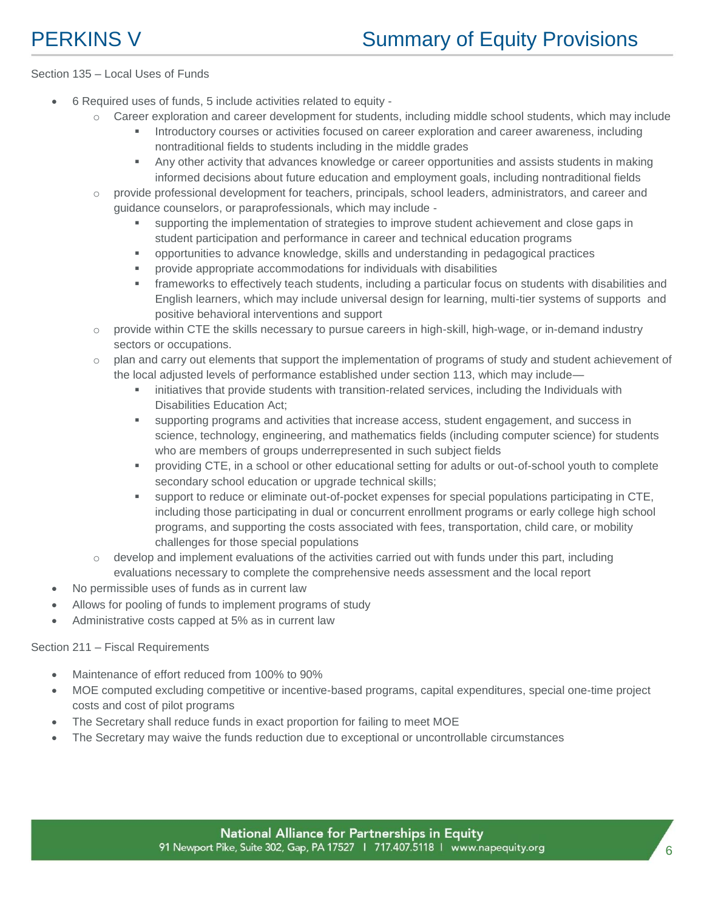Section 135 – Local Uses of Funds

- 6 Required uses of funds, 5 include activities related to equity -
  - Career exploration and career development for students, including middle school students, which may include
    - Introductory courses or activities focused on career exploration and career awareness, including nontraditional fields to students including in the middle grades
    - Any other activity that advances knowledge or career opportunities and assists students in making informed decisions about future education and employment goals, including nontraditional fields
  - provide professional development for teachers, principals, school leaders, administrators, and career and guidance counselors, or paraprofessionals, which may include -
    - supporting the implementation of strategies to improve student achievement and close gaps in student participation and performance in career and technical education programs
    - opportunities to advance knowledge, skills and understanding in pedagogical practices
    - provide appropriate accommodations for individuals with disabilities
    - frameworks to effectively teach students, including a particular focus on students with disabilities and English learners, which may include universal design for learning, multi-tier systems of supports and positive behavioral interventions and support
  - provide within CTE the skills necessary to pursue careers in high-skill, high-wage, or in-demand industry sectors or occupations.
  - plan and carry out elements that support the implementation of programs of study and student achievement of the local adjusted levels of performance established under section 113, which may include—
    - initiatives that provide students with transition-related services, including the Individuals with Disabilities Education Act;
    - supporting programs and activities that increase access, student engagement, and success in science, technology, engineering, and mathematics fields (including computer science) for students who are members of groups underrepresented in such subject fields
    - providing CTE, in a school or other educational setting for adults or out-of-school youth to complete secondary school education or upgrade technical skills;
    - support to reduce or eliminate out-of-pocket expenses for special populations participating in CTE, including those participating in dual or concurrent enrollment programs or early college high school programs, and supporting the costs associated with fees, transportation, child care, or mobility challenges for those special populations
  - develop and implement evaluations of the activities carried out with funds under this part, including evaluations necessary to complete the comprehensive needs assessment and the local report
- No permissible uses of funds as in current law
- Allows for pooling of funds to implement programs of study
- Administrative costs capped at 5% as in current law

Section 211 – Fiscal Requirements

- Maintenance of effort reduced from 100% to 90%
- MOE computed excluding competitive or incentive-based programs, capital expenditures, special one-time project costs and cost of pilot programs
- The Secretary shall reduce funds in exact proportion for failing to meet MOE
- The Secretary may waive the funds reduction due to exceptional or uncontrollable circumstances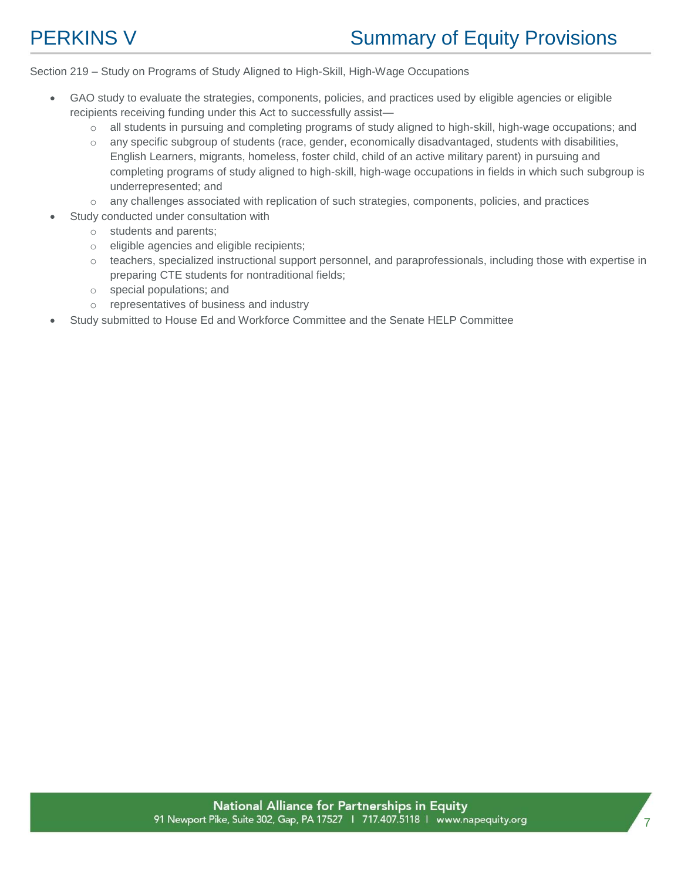Section 219 – Study on Programs of Study Aligned to High-Skill, High-Wage Occupations

- GAO study to evaluate the strategies, components, policies, and practices used by eligible agencies or eligible recipients receiving funding under this Act to successfully assist—
  - all students in pursuing and completing programs of study aligned to high-skill, high-wage occupations; and
  - any specific subgroup of students (race, gender, economically disadvantaged, students with disabilities, English Learners, migrants, homeless, foster child, child of an active military parent) in pursuing and completing programs of study aligned to high-skill, high-wage occupations in fields in which such subgroup is underrepresented; and
  - any challenges associated with replication of such strategies, components, policies, and practices
- Study conducted under consultation with
  - students and parents;
  - eligible agencies and eligible recipients;
  - teachers, specialized instructional support personnel, and paraprofessionals, including those with expertise in preparing CTE students for nontraditional fields;
  - special populations; and
  - representatives of business and industry
- Study submitted to House Ed and Workforce Committee and the Senate HELP Committee